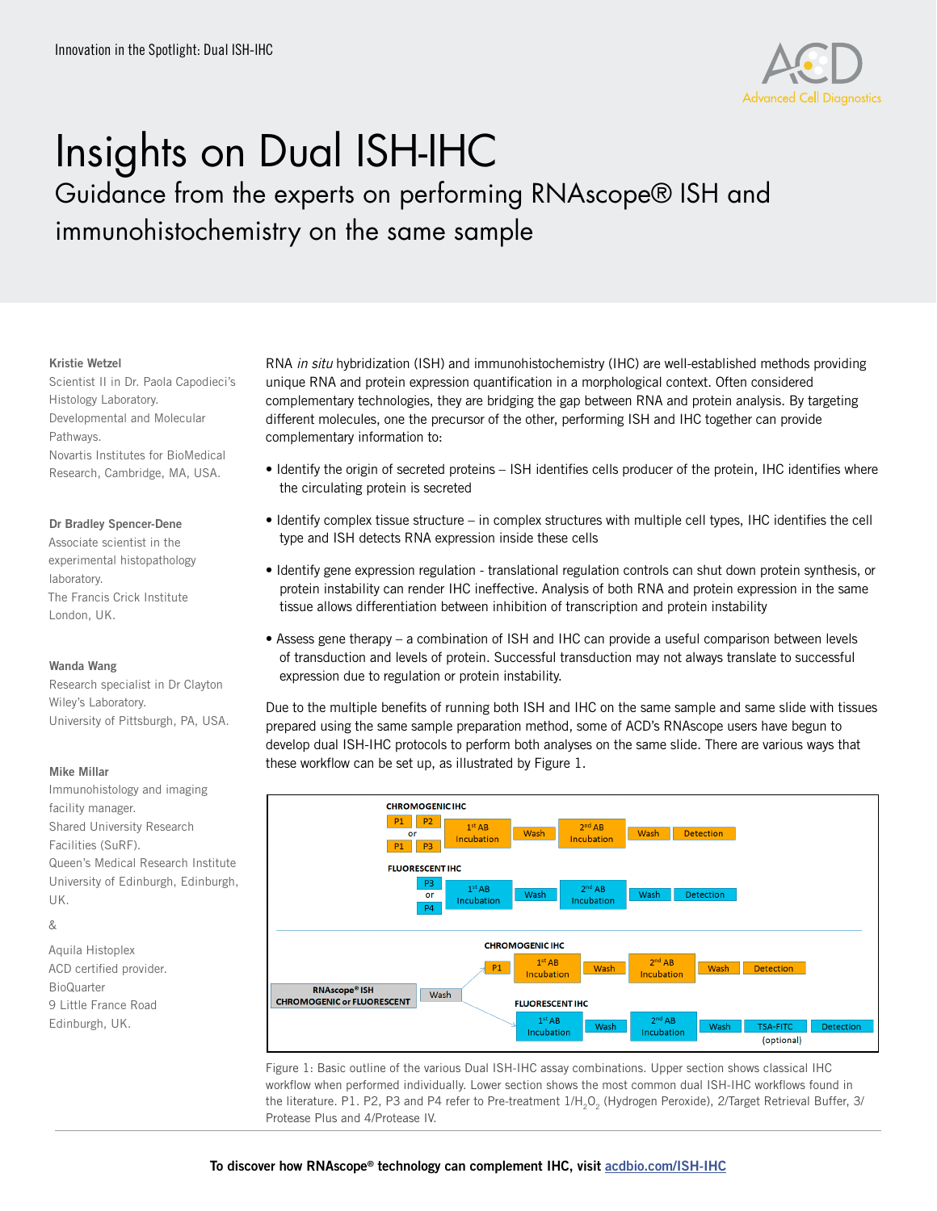# Insights on Dual ISH-IHC

## Guidance from the experts on performing RNAscope® ISH and immunohistochemistry on the same sample

**Kristie Wetzel**
Scientist II in Dr. Paola Capodieci's Histology Laboratory.
Developmental and Molecular Pathways.
Novartis Institutes for BioMedical Research, Cambridge, MA, USA.

**Dr Bradley Spencer-Dene**
Associate scientist in the experimental histopathology laboratory.
The Francis Crick Institute
London, UK.

**Wanda Wang**
Research specialist in Dr Clayton Wiley's Laboratory.
University of Pittsburgh, PA, USA.

**Mike Millar**
Immunohistology and imaging facility manager.
Shared University Research Facilities (SuRF).
Queen's Medical Research Institute
University of Edinburgh, Edinburgh, UK.

&

Aquila Histoplex
ACD certified provider.
BioQuarter
9 Little France Road
Edinburgh, UK.

RNA *in situ* hybridization (ISH) and immunohistochemistry (IHC) are well-established methods providing unique RNA and protein expression quantification in a morphological context. Often considered complementary technologies, they are bridging the gap between RNA and protein analysis. By targeting different molecules, one the precursor of the other, performing ISH and IHC together can provide complementary information to:

- Identify the origin of secreted proteins – ISH identifies cells producer of the protein, IHC identifies where the circulating protein is secreted
- Identify complex tissue structure – in complex structures with multiple cell types, IHC identifies the cell type and ISH detects RNA expression inside these cells
- Identify gene expression regulation - translational regulation controls can shut down protein synthesis, or protein instability can render IHC ineffective. Analysis of both RNA and protein expression in the same tissue allows differentiation between inhibition of transcription and protein instability
- Assess gene therapy – a combination of ISH and IHC can provide a useful comparison between levels of transduction and levels of protein. Successful transduction may not always translate to successful expression due to regulation or protein instability.

Due to the multiple benefits of running both ISH and IHC on the same sample and same slide with tissues prepared using the same sample preparation method, some of ACD's RNAscope users have begun to develop dual ISH-IHC protocols to perform both analyses on the same slide. There are various ways that these workflow can be set up, as illustrated by Figure 1.

**CHROMOGENIC IHC:** P1 P2 or P1 P3 → 1st AB Incubation → Wash → 2nd AB Incubation → Wash → Detection

**FLUORESCENT IHC:** P3 or P4 → 1st AB Incubation → Wash → 2nd AB Incubation → Wash → Detection

**RNAscope® ISH CHROMOGENIC or FLUORESCENT** → Wash →
- **CHROMOGENIC IHC:** P1 → 1st AB Incubation → Wash → 2nd AB Incubation → Wash → Detection
- **FLUORESCENT IHC:** 1st AB Incubation → Wash → 2nd AB Incubation → Wash → TSA-FITC (optional) → Detection

Figure 1: Basic outline of the various Dual ISH-IHC assay combinations. Upper section shows classical IHC workflow when performed individually. Lower section shows the most common dual ISH-IHC workflows found in the literature. P1. P2, P3 and P4 refer to Pre-treatment 1/$H_2O_2$ (Hydrogen Peroxide), 2/Target Retrieval Buffer, 3/Protease Plus and 4/Protease IV.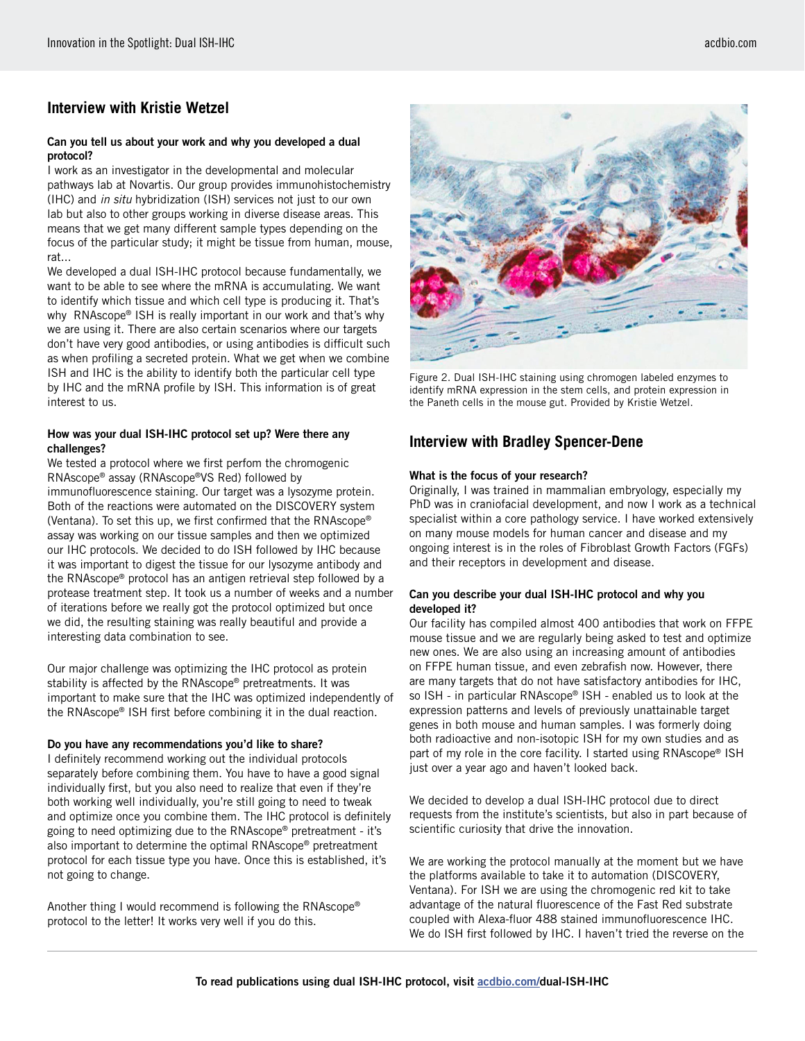## Interview with Kristie Wetzel

**Can you tell us about your work and why you developed a dual protocol?**

I work as an investigator in the developmental and molecular pathways lab at Novartis. Our group provides immunohistochemistry (IHC) and *in situ* hybridization (ISH) services not just to our own lab but also to other groups working in diverse disease areas. This means that we get many different sample types depending on the focus of the particular study; it might be tissue from human, mouse, rat...

We developed a dual ISH-IHC protocol because fundamentally, we want to be able to see where the mRNA is accumulating. We want to identify which tissue and which cell type is producing it. That's why RNAscope® ISH is really important in our work and that's why we are using it. There are also certain scenarios where our targets don't have very good antibodies, or using antibodies is difficult such as when profiling a secreted protein. What we get when we combine ISH and IHC is the ability to identify both the particular cell type by IHC and the mRNA profile by ISH. This information is of great interest to us.

**How was your dual ISH-IHC protocol set up? Were there any challenges?**

We tested a protocol where we first perfom the chromogenic RNAscope® assay (RNAscope®VS Red) followed by immunofluorescence staining. Our target was a lysozyme protein. Both of the reactions were automated on the DISCOVERY system (Ventana). To set this up, we first confirmed that the RNAscope® assay was working on our tissue samples and then we optimized our IHC protocols. We decided to do ISH followed by IHC because it was important to digest the tissue for our lysozyme antibody and the RNAscope® protocol has an antigen retrieval step followed by a protease treatment step. It took us a number of weeks and a number of iterations before we really got the protocol optimized but once we did, the resulting staining was really beautiful and provide a interesting data combination to see.

Our major challenge was optimizing the IHC protocol as protein stability is affected by the RNAscope® pretreatments. It was important to make sure that the IHC was optimized independently of the RNAscope® ISH first before combining it in the dual reaction.

**Do you have any recommendations you'd like to share?**

I definitely recommend working out the individual protocols separately before combining them. You have to have a good signal individually first, but you also need to realize that even if they're both working well individually, you're still going to need to tweak and optimize once you combine them. The IHC protocol is definitely going to need optimizing due to the RNAscope® pretreatment - it's also important to determine the optimal RNAscope® pretreatment protocol for each tissue type you have. Once this is established, it's not going to change.

Another thing I would recommend is following the RNAscope® protocol to the letter! It works very well if you do this.

Figure 2. Dual ISH-IHC staining using chromogen labeled enzymes to identify mRNA expression in the stem cells, and protein expression in the Paneth cells in the mouse gut. Provided by Kristie Wetzel.

## Interview with Bradley Spencer-Dene

**What is the focus of your research?**

Originally, I was trained in mammalian embryology, especially my PhD was in craniofacial development, and now I work as a technical specialist within a core pathology service. I have worked extensively on many mouse models for human cancer and disease and my ongoing interest is in the roles of Fibroblast Growth Factors (FGFs) and their receptors in development and disease.

**Can you describe your dual ISH-IHC protocol and why you developed it?**

Our facility has compiled almost 400 antibodies that work on FFPE mouse tissue and we are regularly being asked to test and optimize new ones. We are also using an increasing amount of antibodies on FFPE human tissue, and even zebrafish now. However, there are many targets that do not have satisfactory antibodies for IHC, so ISH - in particular RNAscope® ISH - enabled us to look at the expression patterns and levels of previously unattainable target genes in both mouse and human samples. I was formerly doing both radioactive and non-isotopic ISH for my own studies and as part of my role in the core facility. I started using RNAscope® ISH just over a year ago and haven't looked back.

We decided to develop a dual ISH-IHC protocol due to direct requests from the institute's scientists, but also in part because of scientific curiosity that drive the innovation.

We are working the protocol manually at the moment but we have the platforms available to take it to automation (DISCOVERY, Ventana). For ISH we are using the chromogenic red kit to take advantage of the natural fluorescence of the Fast Red substrate coupled with Alexa-fluor 488 stained immunofluorescence IHC. We do ISH first followed by IHC. I haven't tried the reverse on the

**To read publications using dual ISH-IHC protocol, visit acdbio.com/dual-ISH-IHC**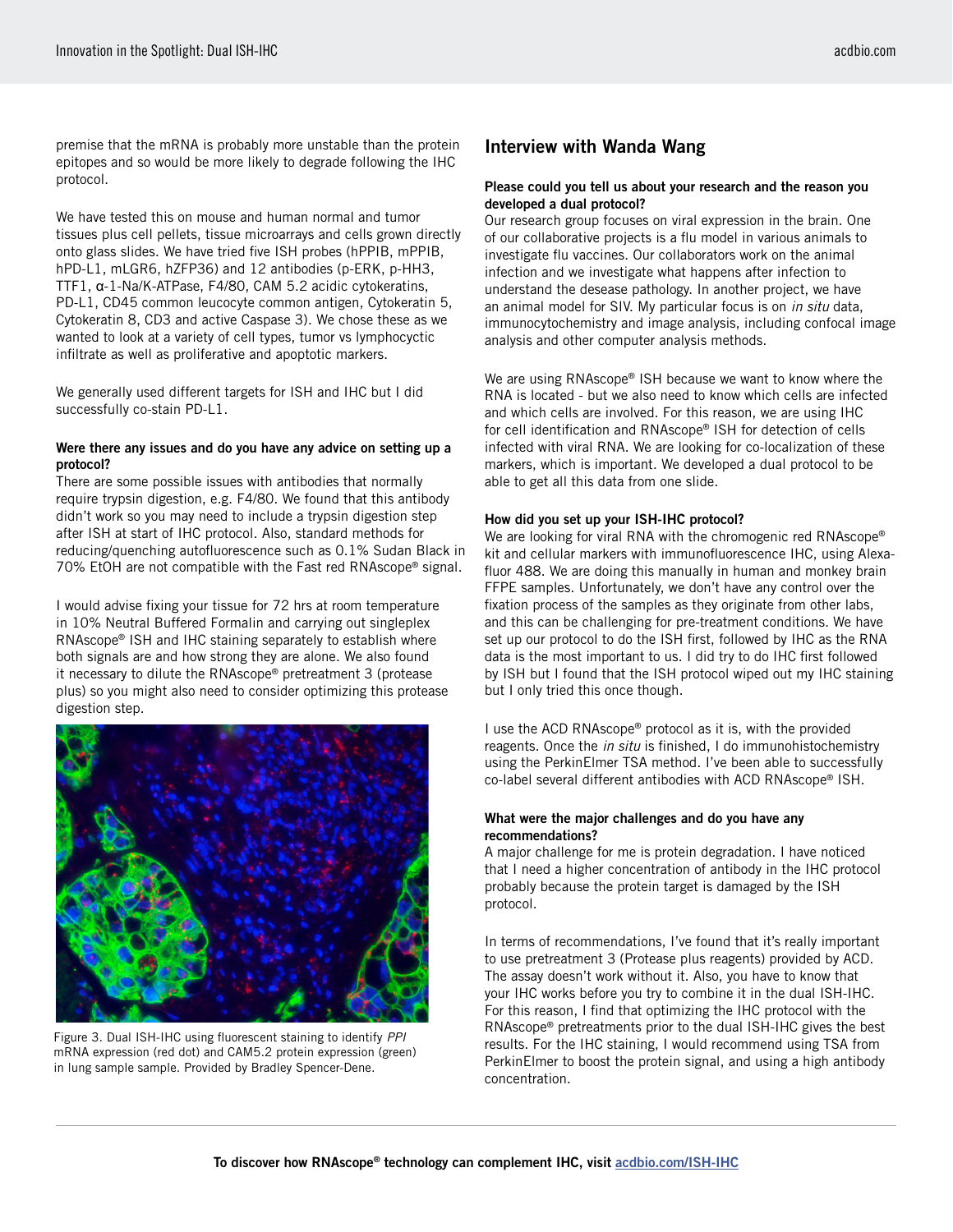premise that the mRNA is probably more unstable than the protein epitopes and so would be more likely to degrade following the IHC protocol.

We have tested this on mouse and human normal and tumor tissues plus cell pellets, tissue microarrays and cells grown directly onto glass slides. We have tried five ISH probes (hPPIB, mPPIB, hPD-L1, mLGR6, hZFP36) and 12 antibodies (p-ERK, p-HH3, TTF1, α-1-Na/K-ATPase, F4/80, CAM 5.2 acidic cytokeratins, PD-L1, CD45 common leucocyte common antigen, Cytokeratin 5, Cytokeratin 8, CD3 and active Caspase 3). We chose these as we wanted to look at a variety of cell types, tumor vs lymphocyctic infiltrate as well as proliferative and apoptotic markers.

We generally used different targets for ISH and IHC but I did successfully co-stain PD-L1.

**Were there any issues and do you have any advice on setting up a protocol?**

There are some possible issues with antibodies that normally require trypsin digestion, e.g. F4/80. We found that this antibody didn't work so you may need to include a trypsin digestion step after ISH at start of IHC protocol. Also, standard methods for reducing/quenching autofluorescence such as 0.1% Sudan Black in 70% EtOH are not compatible with the Fast red RNAscope® signal.

I would advise fixing your tissue for 72 hrs at room temperature in 10% Neutral Buffered Formalin and carrying out singleplex RNAscope® ISH and IHC staining separately to establish where both signals are and how strong they are alone. We also found it necessary to dilute the RNAscope® pretreatment 3 (protease plus) so you might also need to consider optimizing this protease digestion step.

Figure 3. Dual ISH-IHC using fluorescent staining to identify *PPI* mRNA expression (red dot) and CAM5.2 protein expression (green) in lung sample sample. Provided by Bradley Spencer-Dene.

## Interview with Wanda Wang

**Please could you tell us about your research and the reason you developed a dual protocol?**

Our research group focuses on viral expression in the brain. One of our collaborative projects is a flu model in various animals to investigate flu vaccines. Our collaborators work on the animal infection and we investigate what happens after infection to understand the desease pathology. In another project, we have an animal model for SIV. My particular focus is on *in situ* data, immunocytochemistry and image analysis, including confocal image analysis and other computer analysis methods.

We are using RNAscope® ISH because we want to know where the RNA is located - but we also need to know which cells are infected and which cells are involved. For this reason, we are using IHC for cell identification and RNAscope® ISH for detection of cells infected with viral RNA. We are looking for co-localization of these markers, which is important. We developed a dual protocol to be able to get all this data from one slide.

**How did you set up your ISH-IHC protocol?**

We are looking for viral RNA with the chromogenic red RNAscope® kit and cellular markers with immunofluorescence IHC, using Alexa-fluor 488. We are doing this manually in human and monkey brain FFPE samples. Unfortunately, we don't have any control over the fixation process of the samples as they originate from other labs, and this can be challenging for pre-treatment conditions. We have set up our protocol to do the ISH first, followed by IHC as the RNA data is the most important to us. I did try to do IHC first followed by ISH but I found that the ISH protocol wiped out my IHC staining but I only tried this once though.

I use the ACD RNAscope® protocol as it is, with the provided reagents. Once the *in situ* is finished, I do immunohistochemistry using the PerkinElmer TSA method. I've been able to successfully co-label several different antibodies with ACD RNAscope® ISH.

**What were the major challenges and do you have any recommendations?**

A major challenge for me is protein degradation. I have noticed that I need a higher concentration of antibody in the IHC protocol probably because the protein target is damaged by the ISH protocol.

In terms of recommendations, I've found that it's really important to use pretreatment 3 (Protease plus reagents) provided by ACD. The assay doesn't work without it. Also, you have to know that your IHC works before you try to combine it in the dual ISH-IHC. For this reason, I find that optimizing the IHC protocol with the RNAscope® pretreatments prior to the dual ISH-IHC gives the best results. For the IHC staining, I would recommend using TSA from PerkinElmer to boost the protein signal, and using a high antibody concentration.

**To discover how RNAscope® technology can complement IHC, visit acdbio.com/ISH-IHC**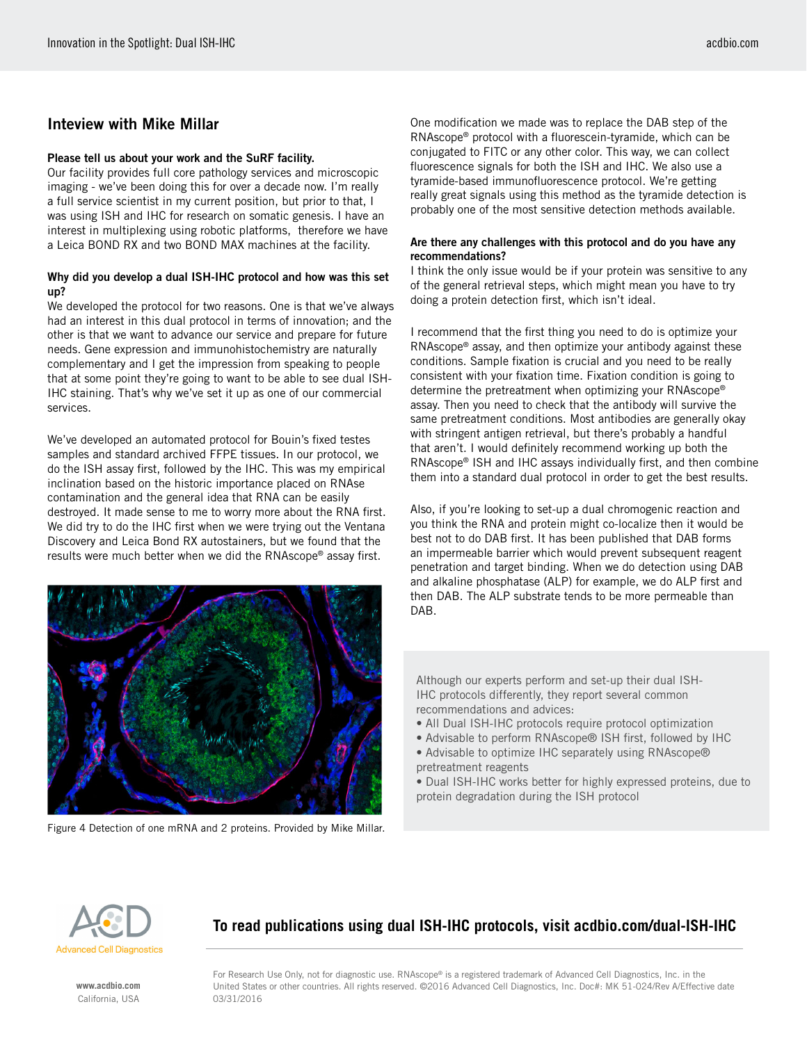## Inteview with Mike Millar

**Please tell us about your work and the SuRF facility.**
Our facility provides full core pathology services and microscopic imaging - we've been doing this for over a decade now. I'm really a full service scientist in my current position, but prior to that, I was using ISH and IHC for research on somatic genesis. I have an interest in multiplexing using robotic platforms, therefore we have a Leica BOND RX and two BOND MAX machines at the facility.

**Why did you develop a dual ISH-IHC protocol and how was this set up?**
We developed the protocol for two reasons. One is that we've always had an interest in this dual protocol in terms of innovation; and the other is that we want to advance our service and prepare for future needs. Gene expression and immunohistochemistry are naturally complementary and I get the impression from speaking to people that at some point they're going to want to be able to see dual ISH-IHC staining. That's why we've set it up as one of our commercial services.

We've developed an automated protocol for Bouin's fixed testes samples and standard archived FFPE tissues. In our protocol, we do the ISH assay first, followed by the IHC. This was my empirical inclination based on the historic importance placed on RNAse contamination and the general idea that RNA can be easily destroyed. It made sense to me to worry more about the RNA first. We did try to do the IHC first when we were trying out the Ventana Discovery and Leica Bond RX autostainers, but we found that the results were much better when we did the RNAscope® assay first.

Figure 4 Detection of one mRNA and 2 proteins. Provided by Mike Millar.

One modification we made was to replace the DAB step of the RNAscope® protocol with a fluorescein-tyramide, which can be conjugated to FITC or any other color. This way, we can collect fluorescence signals for both the ISH and IHC. We also use a tyramide-based immunofluorescence protocol. We're getting really great signals using this method as the tyramide detection is probably one of the most sensitive detection methods available.

**Are there any challenges with this protocol and do you have any recommendations?**
I think the only issue would be if your protein was sensitive to any of the general retrieval steps, which might mean you have to try doing a protein detection first, which isn't ideal.

I recommend that the first thing you need to do is optimize your RNAscope® assay, and then optimize your antibody against these conditions. Sample fixation is crucial and you need to be really stringent with your fixation time. Fixation condition is going to determine the pretreatment when optimizing your RNAscope® assay. Then you need to check that the antibody will survive the same pretreatment conditions. Most antibodies are generally okay with stringent antigen retrieval, but there's probably a handful that aren't. I would definitely recommend working up both the RNAscope® ISH and IHC assays individually first, and then combine them into a standard dual protocol in order to get the best results.

Also, if you're looking to set-up a dual chromogenic reaction and you think the RNA and protein might co-localize then it would be best not to do DAB first. It has been published that DAB forms an impermeable barrier which would prevent subsequent reagent penetration and target binding. When we do detection using DAB and alkaline phosphatase (ALP) for example, we do ALP first and then DAB. The ALP substrate tends to be more permeable than DAB.

Although our experts perform and set-up their dual ISH-IHC protocols differently, they report several common recommendations and advices:

- All Dual ISH-IHC protocols require protocol optimization
- Advisable to perform RNAscope® ISH first, followed by IHC
- Advisable to optimize IHC separately using RNAscope® pretreatment reagents
- Dual ISH-IHC works better for highly expressed proteins, due to protein degradation during the ISH protocol

Advanced Cell Diagnostics

**To read publications using dual ISH-IHC protocols, visit acdbio.com/dual-ISH-IHC**

www.acdbio.com
California, USA

For Research Use Only, not for diagnostic use. RNAscope® is a registered trademark of Advanced Cell Diagnostics, Inc. in the United States or other countries. All rights reserved. ©2016 Advanced Cell Diagnostics, Inc. Doc#: MK 51-024/Rev A/Effective date 03/31/2016